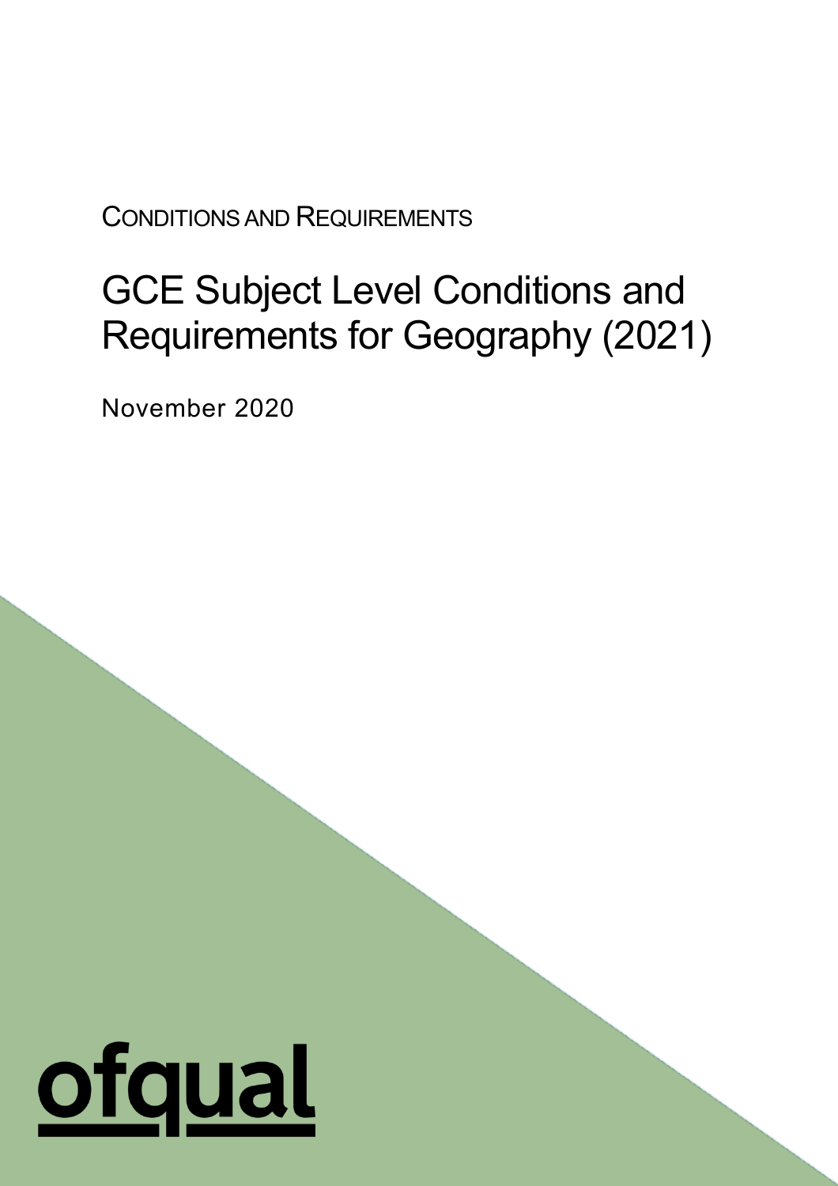CONDITIONS AND REQUIREMENTS

# GCE Subject Level Conditions and Requirements for Geography (2021)

November 2020

ofqual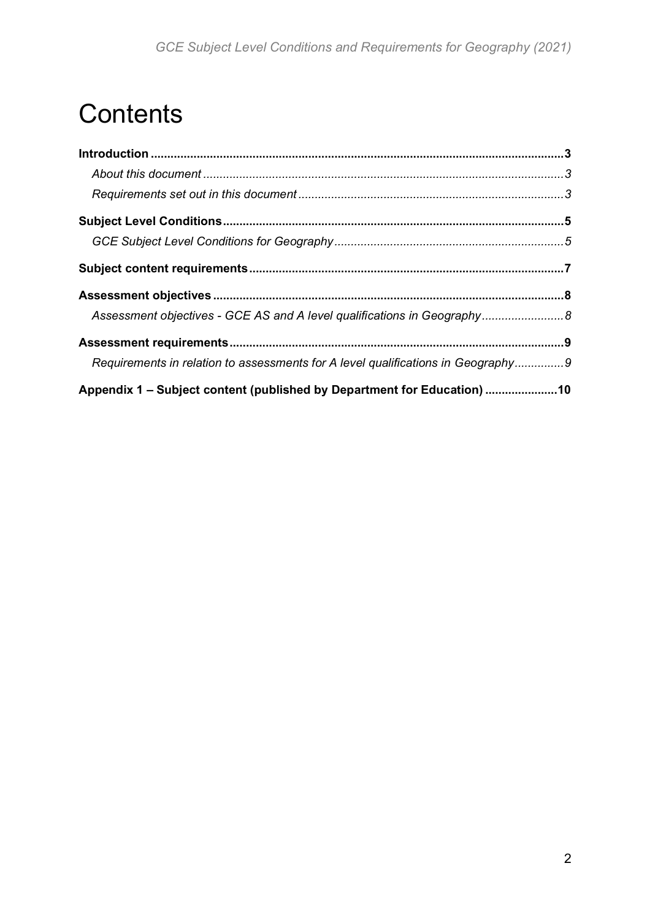# Contents

**Introduction** ..... **3**

*About this document* ..... *3*

*Requirements set out in this document* ..... *3*

**Subject Level Conditions** ..... **5**

*GCE Subject Level Conditions for Geography* ..... *5*

**Subject content requirements** ..... **7**

**Assessment objectives** ..... **8**

*Assessment objectives - GCE AS and A level qualifications in Geography* ..... *8*

**Assessment requirements** ..... **9**

*Requirements in relation to assessments for A level qualifications in Geography* ..... *9*

**Appendix 1 – Subject content (published by Department for Education)** ..... **10**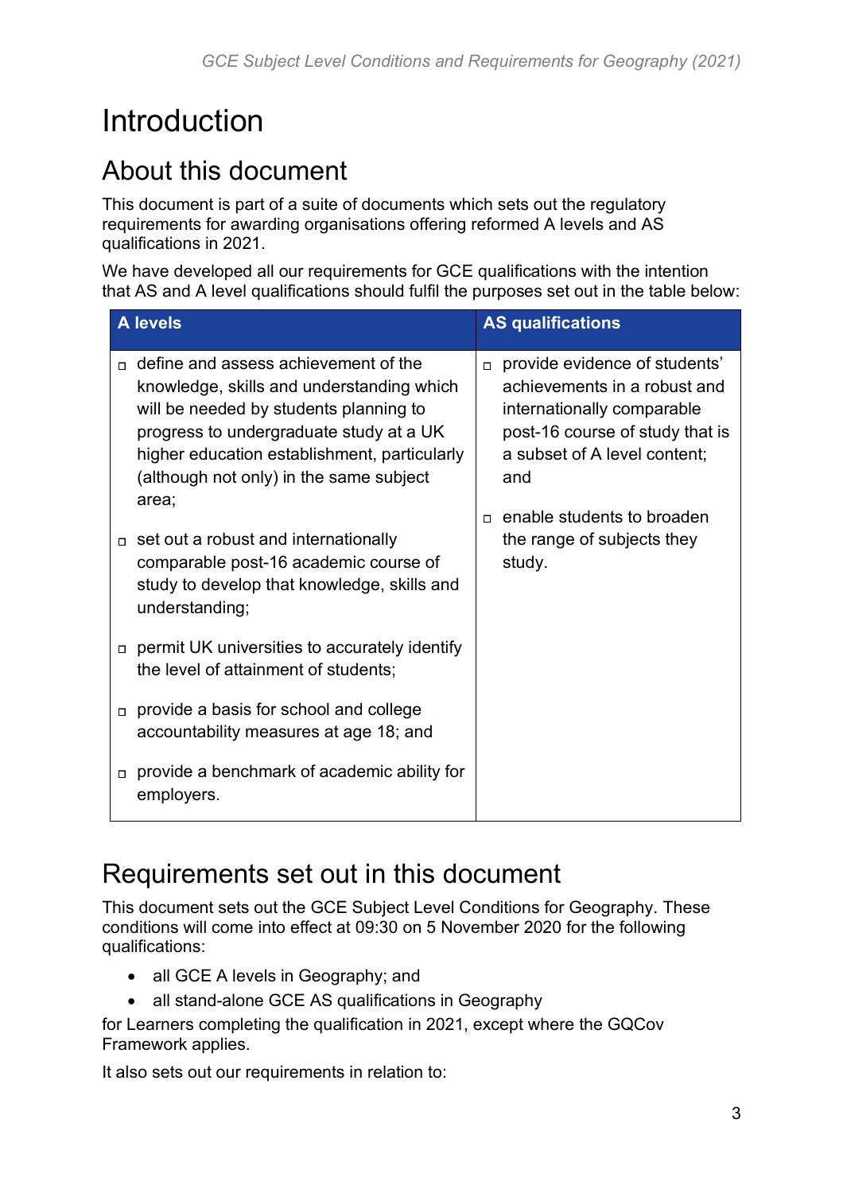# Introduction

## About this document

This document is part of a suite of documents which sets out the regulatory requirements for awarding organisations offering reformed A levels and AS qualifications in 2021.

We have developed all our requirements for GCE qualifications with the intention that AS and A level qualifications should fulfil the purposes set out in the table below:

| A levels | AS qualifications |
|---|---|
| ▫ define and assess achievement of the knowledge, skills and understanding which will be needed by students planning to progress to undergraduate study at a UK higher education establishment, particularly (although not only) in the same subject area;<br><br>▫ set out a robust and internationally comparable post-16 academic course of study to develop that knowledge, skills and understanding;<br><br>▫ permit UK universities to accurately identify the level of attainment of students;<br><br>▫ provide a basis for school and college accountability measures at age 18; and<br><br>▫ provide a benchmark of academic ability for employers. | ▫ provide evidence of students' achievements in a robust and internationally comparable post-16 course of study that is a subset of A level content; and<br><br>▫ enable students to broaden the range of subjects they study. |

## Requirements set out in this document

This document sets out the GCE Subject Level Conditions for Geography. These conditions will come into effect at 09:30 on 5 November 2020 for the following qualifications:

- all GCE A levels in Geography; and
- all stand-alone GCE AS qualifications in Geography

for Learners completing the qualification in 2021, except where the GQCov Framework applies.

It also sets out our requirements in relation to: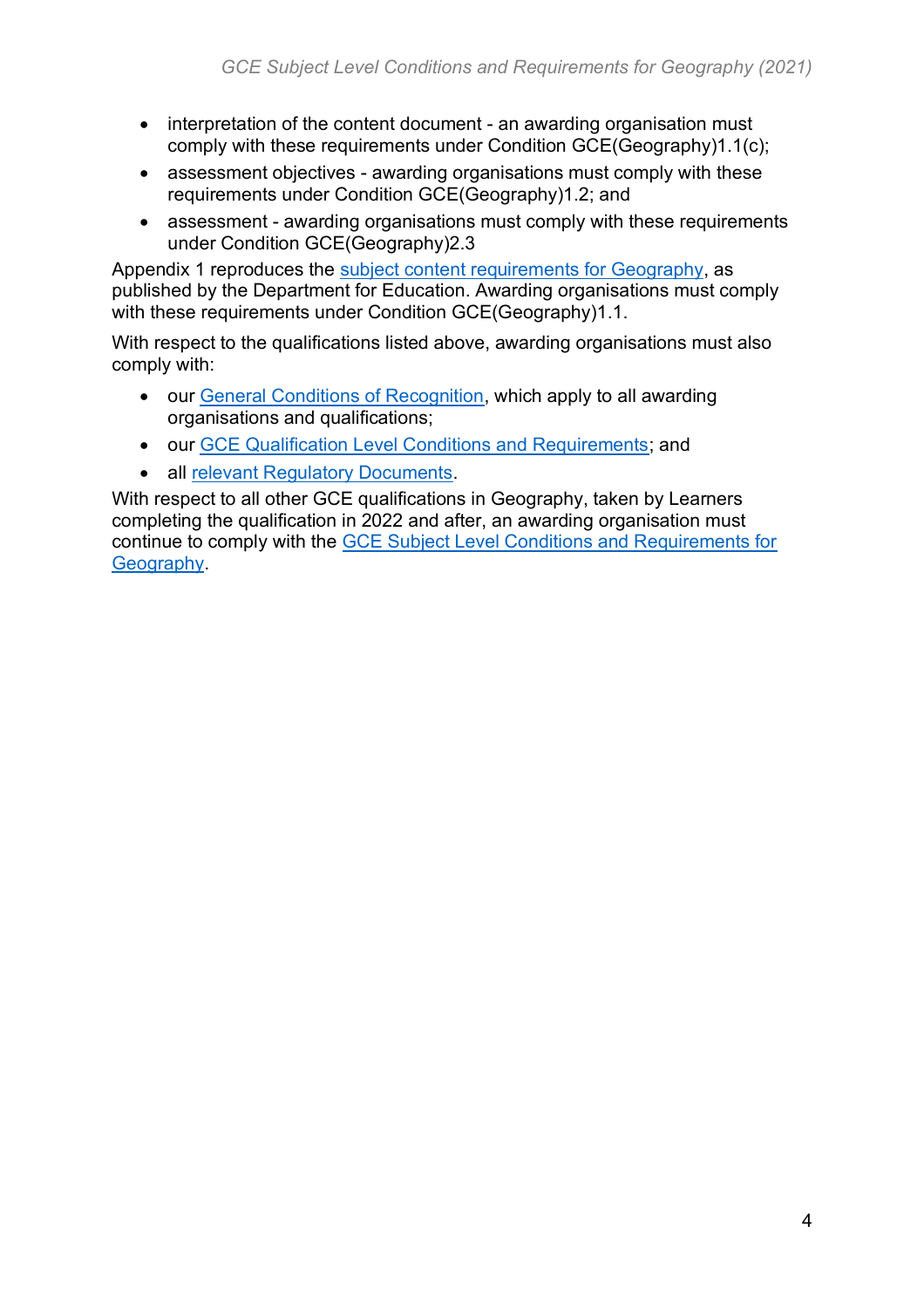- interpretation of the content document - an awarding organisation must comply with these requirements under Condition GCE(Geography)1.1(c);
- assessment objectives - awarding organisations must comply with these requirements under Condition GCE(Geography)1.2; and
- assessment - awarding organisations must comply with these requirements under Condition GCE(Geography)2.3

Appendix 1 reproduces the subject content requirements for Geography, as published by the Department for Education. Awarding organisations must comply with these requirements under Condition GCE(Geography)1.1.

With respect to the qualifications listed above, awarding organisations must also comply with:

- our General Conditions of Recognition, which apply to all awarding organisations and qualifications;
- our GCE Qualification Level Conditions and Requirements; and
- all relevant Regulatory Documents.

With respect to all other GCE qualifications in Geography, taken by Learners completing the qualification in 2022 and after, an awarding organisation must continue to comply with the GCE Subject Level Conditions and Requirements for Geography.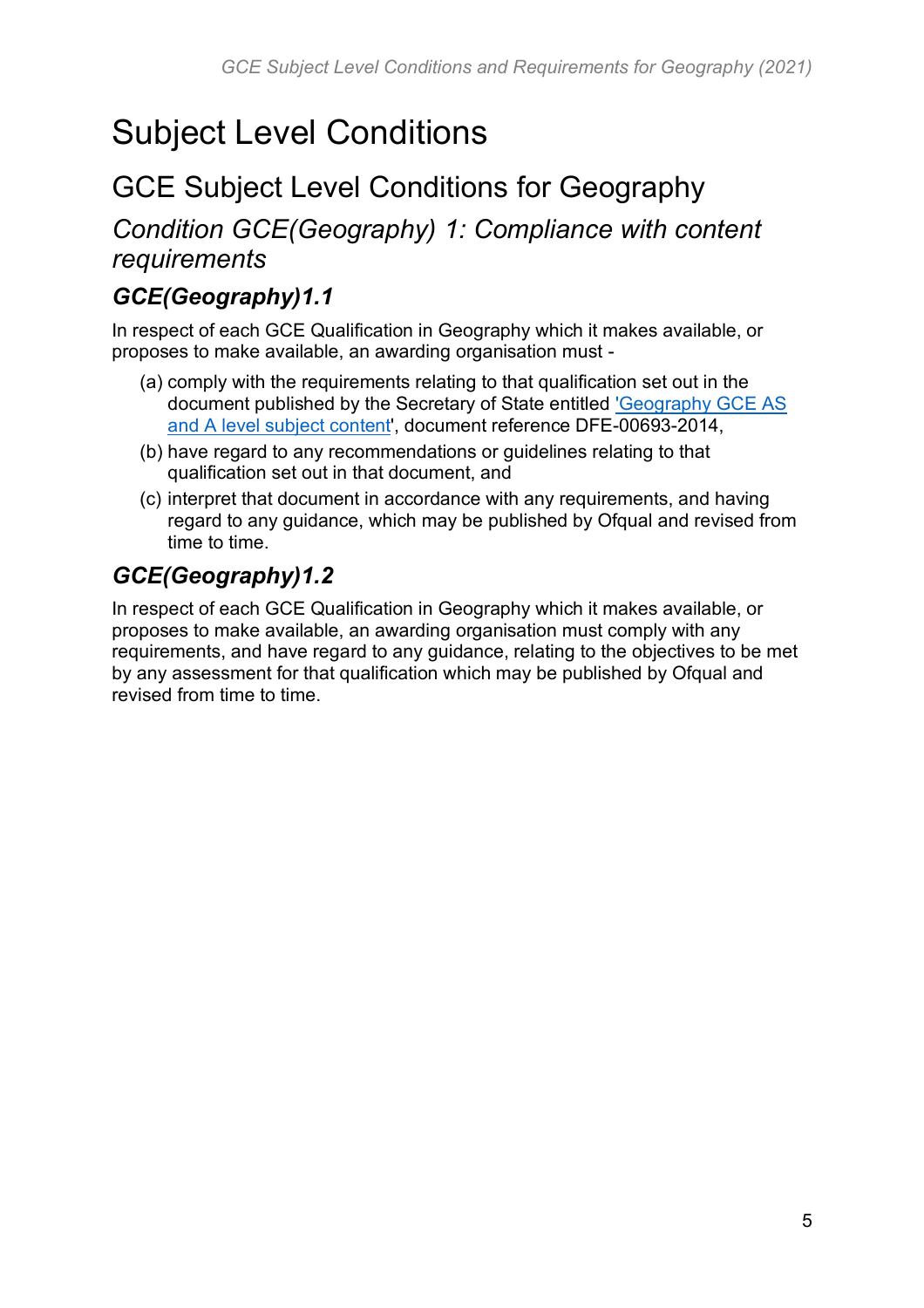# Subject Level Conditions

## GCE Subject Level Conditions for Geography

### *Condition GCE(Geography) 1: Compliance with content requirements*

#### ***GCE(Geography)1.1***

In respect of each GCE Qualification in Geography which it makes available, or proposes to make available, an awarding organisation must -

(a) comply with the requirements relating to that qualification set out in the document published by the Secretary of State entitled 'Geography GCE AS and A level subject content', document reference DFE-00693-2014,

(b) have regard to any recommendations or guidelines relating to that qualification set out in that document, and

(c) interpret that document in accordance with any requirements, and having regard to any guidance, which may be published by Ofqual and revised from time to time.

#### ***GCE(Geography)1.2***

In respect of each GCE Qualification in Geography which it makes available, or proposes to make available, an awarding organisation must comply with any requirements, and have regard to any guidance, relating to the objectives to be met by any assessment for that qualification which may be published by Ofqual and revised from time to time.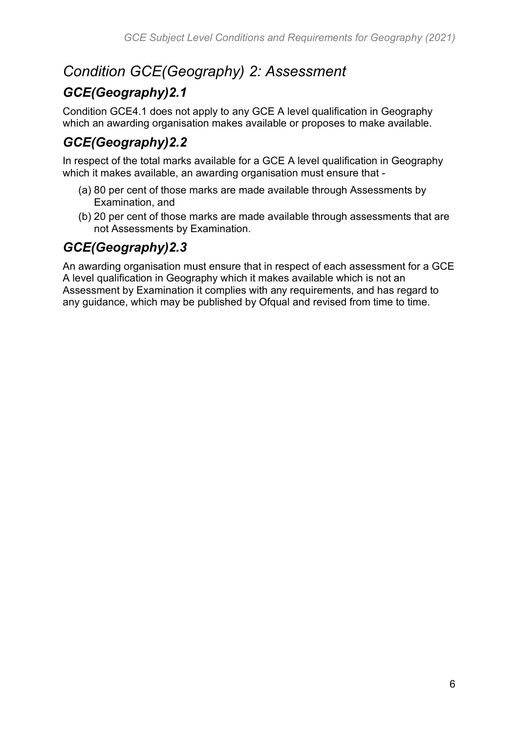## *Condition GCE(Geography) 2: Assessment*

### *GCE(Geography)2.1*

Condition GCE4.1 does not apply to any GCE A level qualification in Geography which an awarding organisation makes available or proposes to make available.

### *GCE(Geography)2.2*

In respect of the total marks available for a GCE A level qualification in Geography which it makes available, an awarding organisation must ensure that -

(a) 80 per cent of those marks are made available through Assessments by Examination, and

(b) 20 per cent of those marks are made available through assessments that are not Assessments by Examination.

### *GCE(Geography)2.3*

An awarding organisation must ensure that in respect of each assessment for a GCE A level qualification in Geography which it makes available which is not an Assessment by Examination it complies with any requirements, and has regard to any guidance, which may be published by Ofqual and revised from time to time.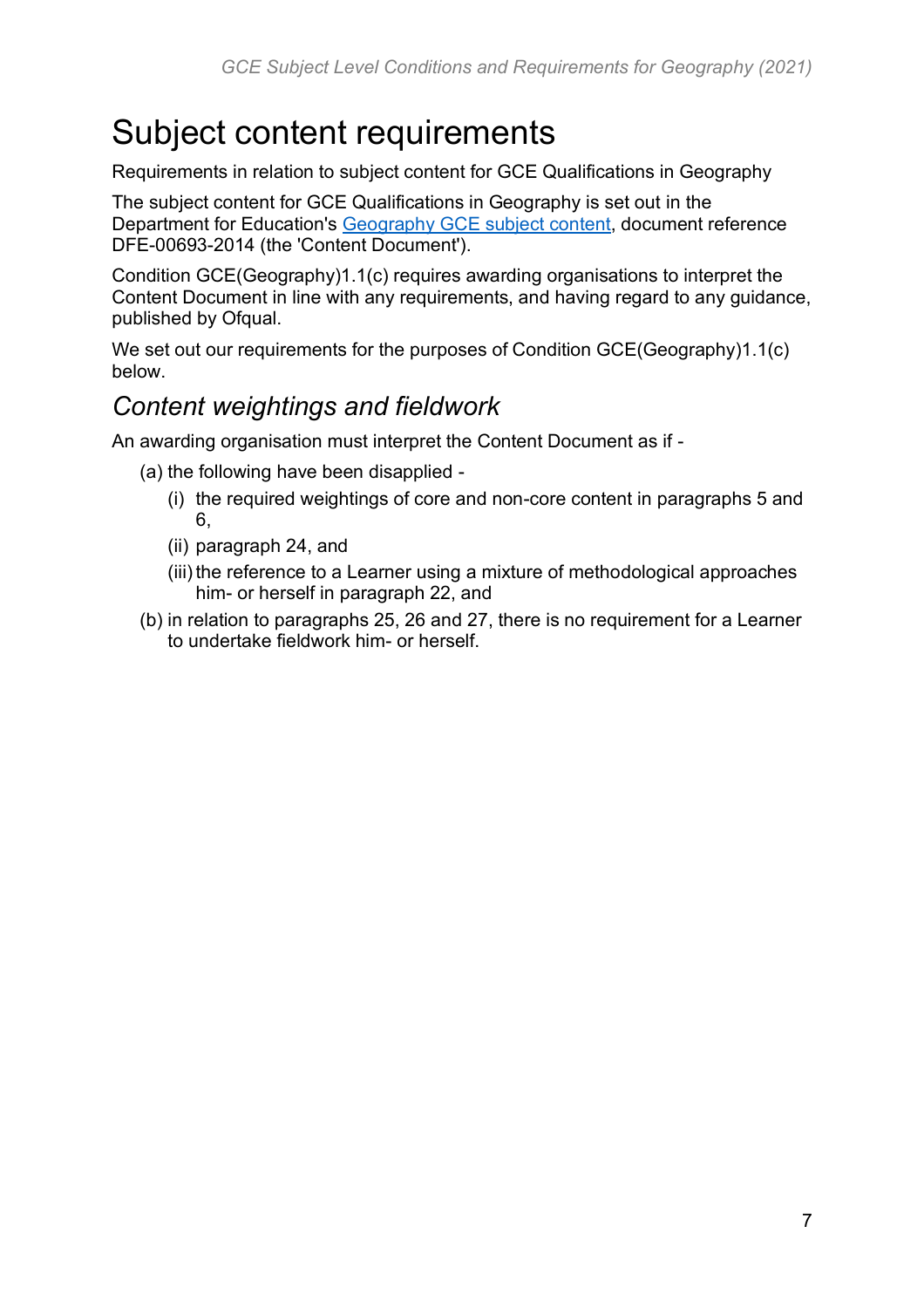# Subject content requirements

Requirements in relation to subject content for GCE Qualifications in Geography

The subject content for GCE Qualifications in Geography is set out in the Department for Education's [Geography GCE subject content](), document reference DFE-00693-2014 (the 'Content Document').

Condition GCE(Geography)1.1(c) requires awarding organisations to interpret the Content Document in line with any requirements, and having regard to any guidance, published by Ofqual.

We set out our requirements for the purposes of Condition GCE(Geography)1.1(c) below.

## *Content weightings and fieldwork*

An awarding organisation must interpret the Content Document as if -

(a) the following have been disapplied -

   (i) the required weightings of core and non-core content in paragraphs 5 and 6,

   (ii) paragraph 24, and

   (iii) the reference to a Learner using a mixture of methodological approaches him- or herself in paragraph 22, and

(b) in relation to paragraphs 25, 26 and 27, there is no requirement for a Learner to undertake fieldwork him- or herself.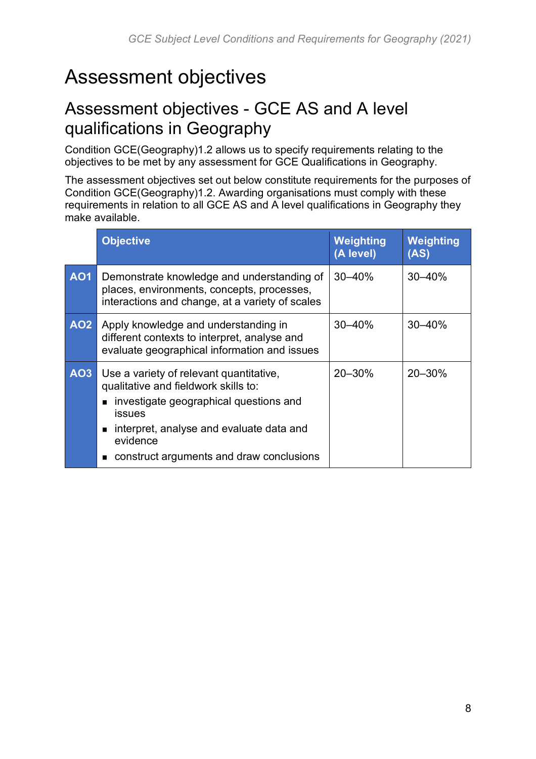# Assessment objectives

## Assessment objectives - GCE AS and A level qualifications in Geography

Condition GCE(Geography)1.2 allows us to specify requirements relating to the objectives to be met by any assessment for GCE Qualifications in Geography.

The assessment objectives set out below constitute requirements for the purposes of Condition GCE(Geography)1.2. Awarding organisations must comply with these requirements in relation to all GCE AS and A level qualifications in Geography they make available.

| | Objective | Weighting (A level) | Weighting (AS) |
|---|---|---|---|
| **AO1** | Demonstrate knowledge and understanding of places, environments, concepts, processes, interactions and change, at a variety of scales | 30–40% | 30–40% |
| **AO2** | Apply knowledge and understanding in different contexts to interpret, analyse and evaluate geographical information and issues | 30–40% | 30–40% |
| **AO3** | Use a variety of relevant quantitative, qualitative and fieldwork skills to:<br>▪ investigate geographical questions and issues<br>▪ interpret, analyse and evaluate data and evidence<br>▪ construct arguments and draw conclusions | 20–30% | 20–30% |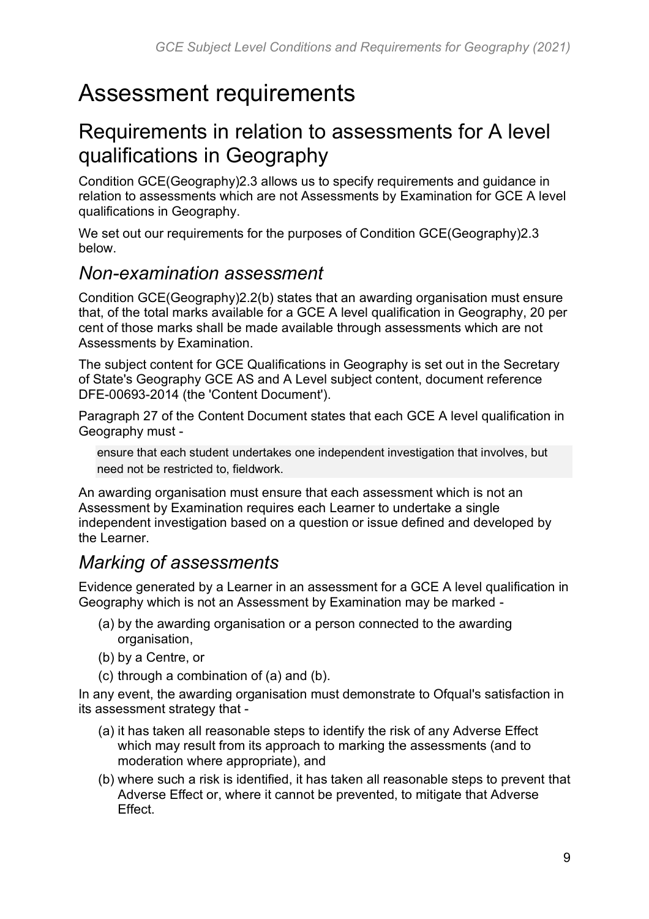# Assessment requirements

## Requirements in relation to assessments for A level qualifications in Geography

Condition GCE(Geography)2.3 allows us to specify requirements and guidance in relation to assessments which are not Assessments by Examination for GCE A level qualifications in Geography.

We set out our requirements for the purposes of Condition GCE(Geography)2.3 below.

### *Non-examination assessment*

Condition GCE(Geography)2.2(b) states that an awarding organisation must ensure that, of the total marks available for a GCE A level qualification in Geography, 20 per cent of those marks shall be made available through assessments which are not Assessments by Examination.

The subject content for GCE Qualifications in Geography is set out in the Secretary of State's Geography GCE AS and A Level subject content, document reference DFE-00693-2014 (the 'Content Document').

Paragraph 27 of the Content Document states that each GCE A level qualification in Geography must -

> ensure that each student undertakes one independent investigation that involves, but need not be restricted to, fieldwork.

An awarding organisation must ensure that each assessment which is not an Assessment by Examination requires each Learner to undertake a single independent investigation based on a question or issue defined and developed by the Learner.

### *Marking of assessments*

Evidence generated by a Learner in an assessment for a GCE A level qualification in Geography which is not an Assessment by Examination may be marked -

(a) by the awarding organisation or a person connected to the awarding organisation,

(b) by a Centre, or

(c) through a combination of (a) and (b).

In any event, the awarding organisation must demonstrate to Ofqual's satisfaction in its assessment strategy that -

(a) it has taken all reasonable steps to identify the risk of any Adverse Effect which may result from its approach to marking the assessments (and to moderation where appropriate), and

(b) where such a risk is identified, it has taken all reasonable steps to prevent that Adverse Effect or, where it cannot be prevented, to mitigate that Adverse Effect.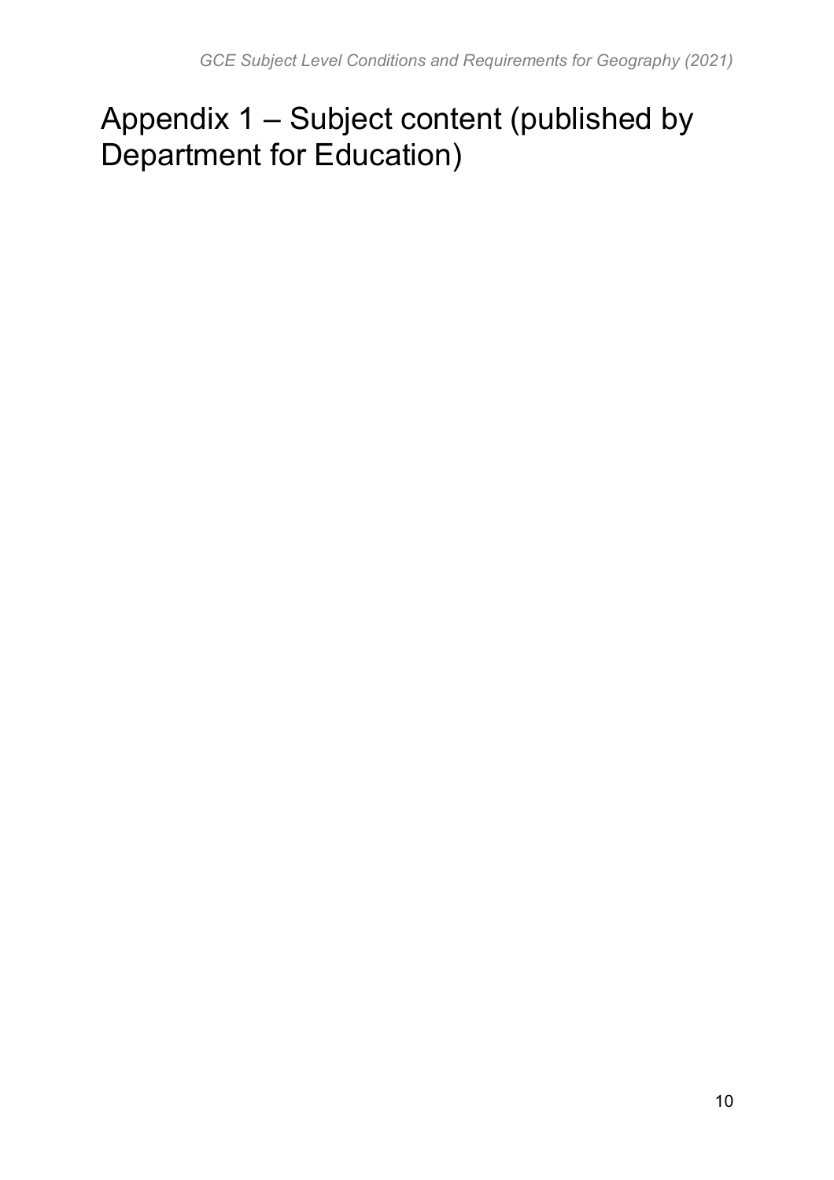# Appendix 1 – Subject content (published by Department for Education)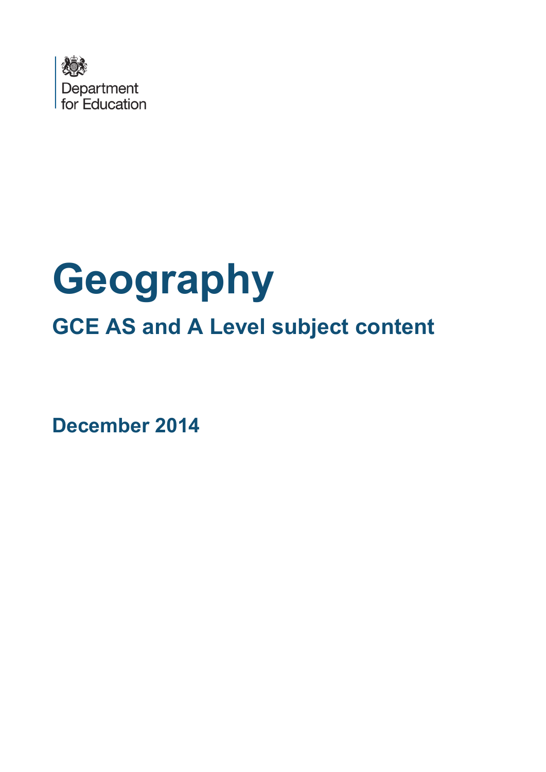Department for Education

# Geography

## GCE AS and A Level subject content

**December 2014**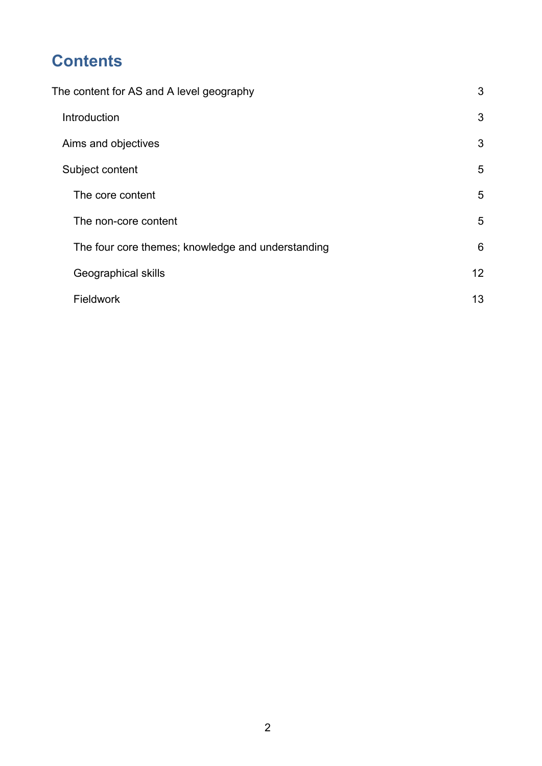# Contents

The content for AS and A level geography 3

- Introduction 3
- Aims and objectives 3
- Subject content 5
  - The core content 5
  - The non-core content 5
  - The four core themes; knowledge and understanding 6
  - Geographical skills 12
  - Fieldwork 13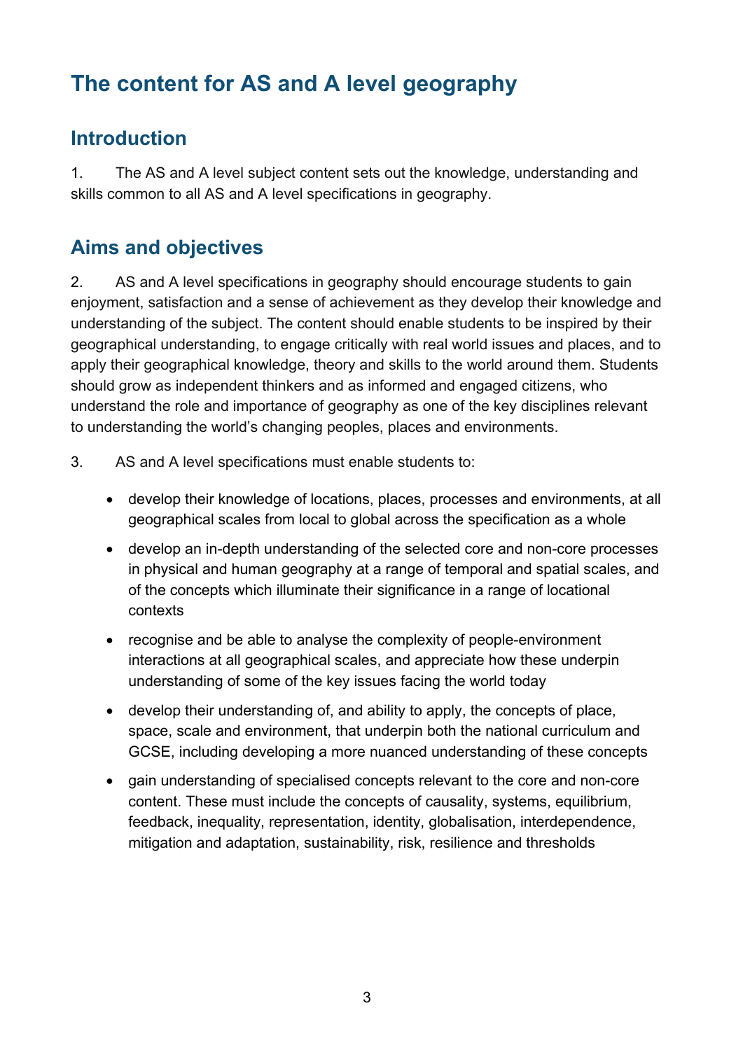# The content for AS and A level geography

## Introduction

1. The AS and A level subject content sets out the knowledge, understanding and skills common to all AS and A level specifications in geography.

## Aims and objectives

2. AS and A level specifications in geography should encourage students to gain enjoyment, satisfaction and a sense of achievement as they develop their knowledge and understanding of the subject. The content should enable students to be inspired by their geographical understanding, to engage critically with real world issues and places, and to apply their geographical knowledge, theory and skills to the world around them. Students should grow as independent thinkers and as informed and engaged citizens, who understand the role and importance of geography as one of the key disciplines relevant to understanding the world's changing peoples, places and environments.

3. AS and A level specifications must enable students to:

- develop their knowledge of locations, places, processes and environments, at all geographical scales from local to global across the specification as a whole
- develop an in-depth understanding of the selected core and non-core processes in physical and human geography at a range of temporal and spatial scales, and of the concepts which illuminate their significance in a range of locational contexts
- recognise and be able to analyse the complexity of people-environment interactions at all geographical scales, and appreciate how these underpin understanding of some of the key issues facing the world today
- develop their understanding of, and ability to apply, the concepts of place, space, scale and environment, that underpin both the national curriculum and GCSE, including developing a more nuanced understanding of these concepts
- gain understanding of specialised concepts relevant to the core and non-core content. These must include the concepts of causality, systems, equilibrium, feedback, inequality, representation, identity, globalisation, interdependence, mitigation and adaptation, sustainability, risk, resilience and thresholds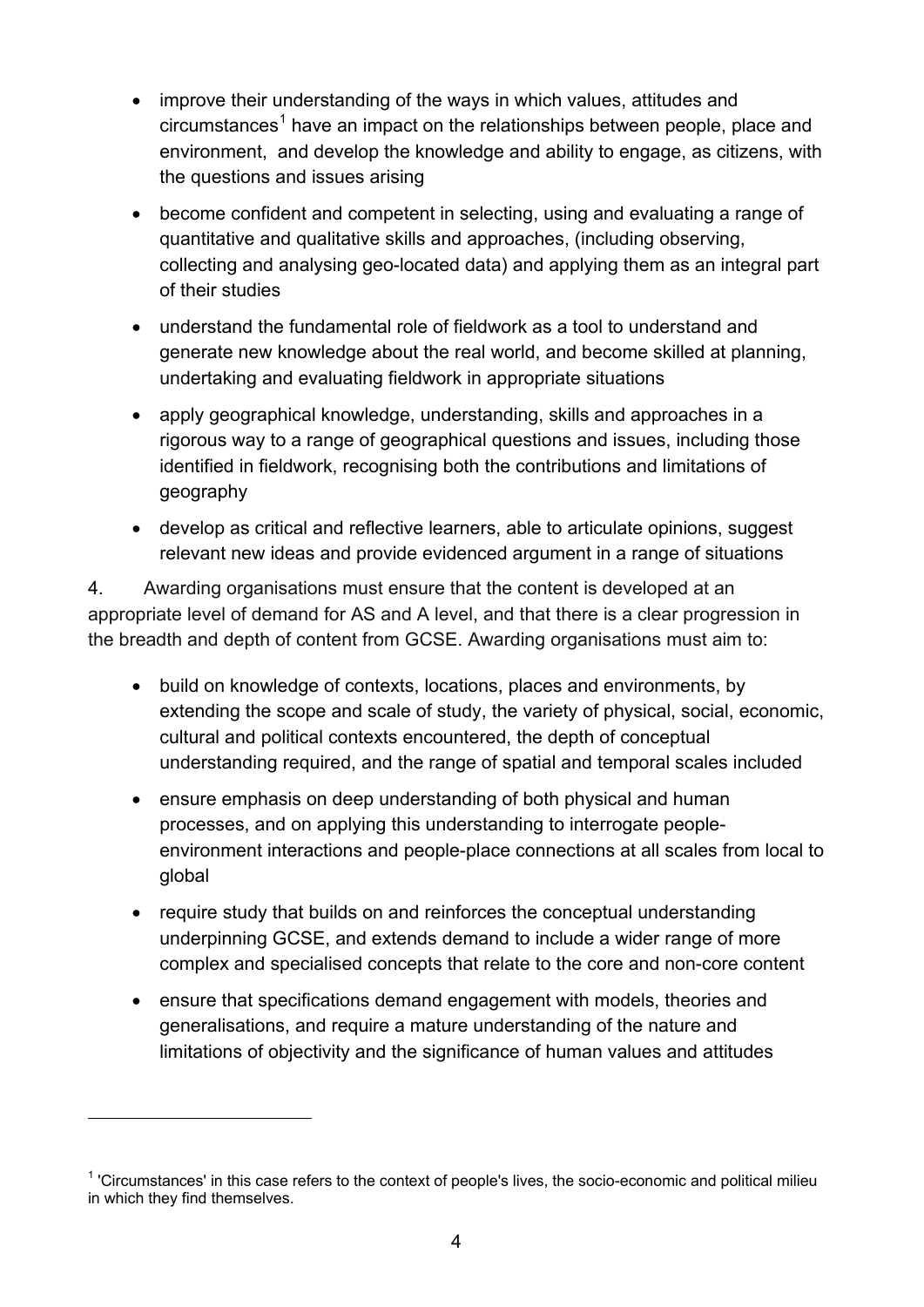- improve their understanding of the ways in which values, attitudes and circumstances[1] have an impact on the relationships between people, place and environment, and develop the knowledge and ability to engage, as citizens, with the questions and issues arising
- become confident and competent in selecting, using and evaluating a range of quantitative and qualitative skills and approaches, (including observing, collecting and analysing geo-located data) and applying them as an integral part of their studies
- understand the fundamental role of fieldwork as a tool to understand and generate new knowledge about the real world, and become skilled at planning, undertaking and evaluating fieldwork in appropriate situations
- apply geographical knowledge, understanding, skills and approaches in a rigorous way to a range of geographical questions and issues, including those identified in fieldwork, recognising both the contributions and limitations of geography
- develop as critical and reflective learners, able to articulate opinions, suggest relevant new ideas and provide evidenced argument in a range of situations

4. Awarding organisations must ensure that the content is developed at an appropriate level of demand for AS and A level, and that there is a clear progression in the breadth and depth of content from GCSE. Awarding organisations must aim to:

- build on knowledge of contexts, locations, places and environments, by extending the scope and scale of study, the variety of physical, social, economic, cultural and political contexts encountered, the depth of conceptual understanding required, and the range of spatial and temporal scales included
- ensure emphasis on deep understanding of both physical and human processes, and on applying this understanding to interrogate people-environment interactions and people-place connections at all scales from local to global
- require study that builds on and reinforces the conceptual understanding underpinning GCSE, and extends demand to include a wider range of more complex and specialised concepts that relate to the core and non-core content
- ensure that specifications demand engagement with models, theories and generalisations, and require a mature understanding of the nature and limitations of objectivity and the significance of human values and attitudes

[1] 'Circumstances' in this case refers to the context of people's lives, the socio-economic and political milieu in which they find themselves.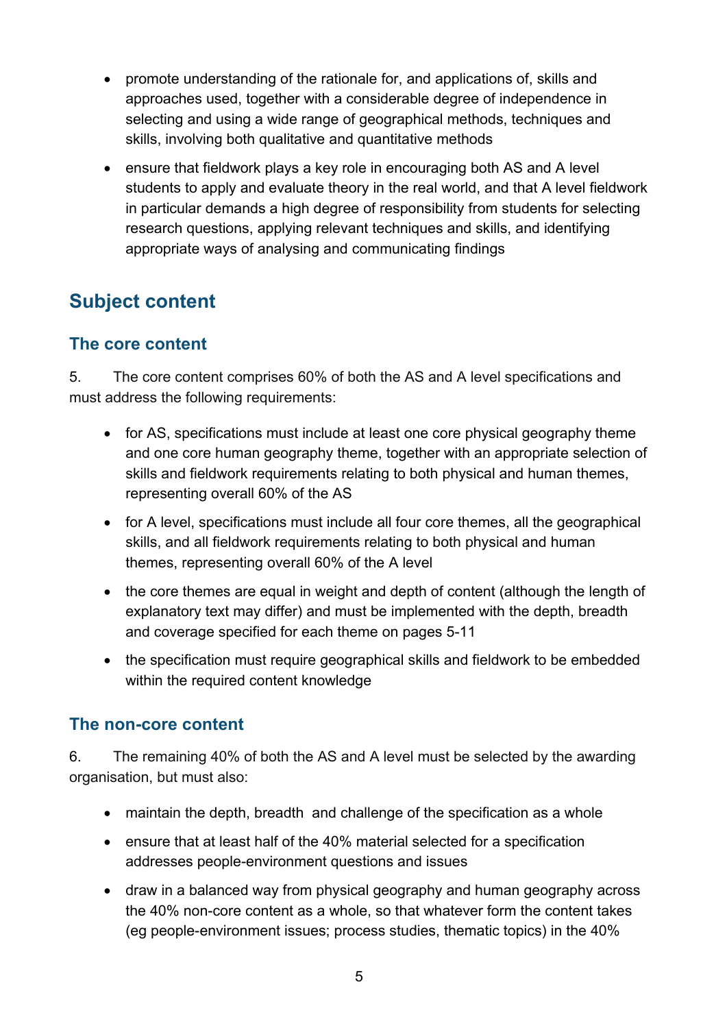- promote understanding of the rationale for, and applications of, skills and approaches used, together with a considerable degree of independence in selecting and using a wide range of geographical methods, techniques and skills, involving both qualitative and quantitative methods
- ensure that fieldwork plays a key role in encouraging both AS and A level students to apply and evaluate theory in the real world, and that A level fieldwork in particular demands a high degree of responsibility from students for selecting research questions, applying relevant techniques and skills, and identifying appropriate ways of analysing and communicating findings

## Subject content

### The core content

5. The core content comprises 60% of both the AS and A level specifications and must address the following requirements:

- for AS, specifications must include at least one core physical geography theme and one core human geography theme, together with an appropriate selection of skills and fieldwork requirements relating to both physical and human themes, representing overall 60% of the AS
- for A level, specifications must include all four core themes, all the geographical skills, and all fieldwork requirements relating to both physical and human themes, representing overall 60% of the A level
- the core themes are equal in weight and depth of content (although the length of explanatory text may differ) and must be implemented with the depth, breadth and coverage specified for each theme on pages 5-11
- the specification must require geographical skills and fieldwork to be embedded within the required content knowledge

### The non-core content

6. The remaining 40% of both the AS and A level must be selected by the awarding organisation, but must also:

- maintain the depth, breadth and challenge of the specification as a whole
- ensure that at least half of the 40% material selected for a specification addresses people-environment questions and issues
- draw in a balanced way from physical geography and human geography across the 40% non-core content as a whole, so that whatever form the content takes (eg people-environment issues; process studies, thematic topics) in the 40%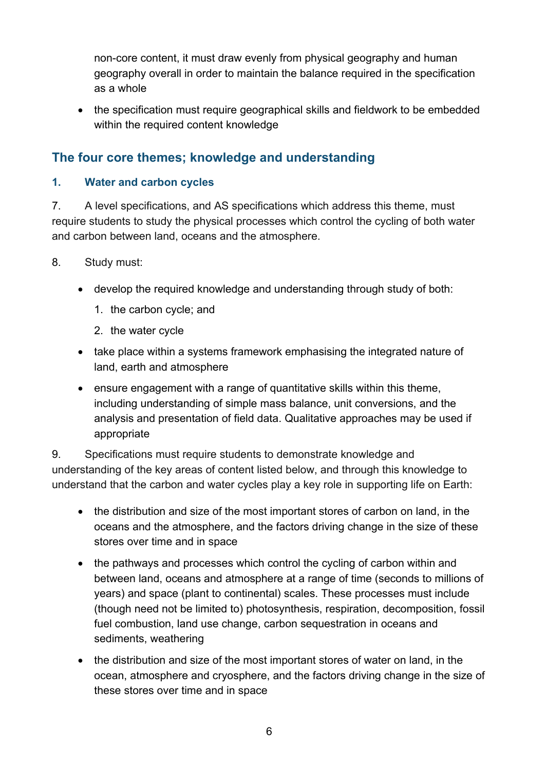non-core content, it must draw evenly from physical geography and human geography overall in order to maintain the balance required in the specification as a whole

- the specification must require geographical skills and fieldwork to be embedded within the required content knowledge

## The four core themes; knowledge and understanding

### 1. Water and carbon cycles

7. A level specifications, and AS specifications which address this theme, must require students to study the physical processes which control the cycling of both water and carbon between land, oceans and the atmosphere.

8. Study must:

- develop the required knowledge and understanding through study of both:
  1. the carbon cycle; and
  2. the water cycle
- take place within a systems framework emphasising the integrated nature of land, earth and atmosphere
- ensure engagement with a range of quantitative skills within this theme, including understanding of simple mass balance, unit conversions, and the analysis and presentation of field data. Qualitative approaches may be used if appropriate

9. Specifications must require students to demonstrate knowledge and understanding of the key areas of content listed below, and through this knowledge to understand that the carbon and water cycles play a key role in supporting life on Earth:

- the distribution and size of the most important stores of carbon on land, in the oceans and the atmosphere, and the factors driving change in the size of these stores over time and in space
- the pathways and processes which control the cycling of carbon within and between land, oceans and atmosphere at a range of time (seconds to millions of years) and space (plant to continental) scales. These processes must include (though need not be limited to) photosynthesis, respiration, decomposition, fossil fuel combustion, land use change, carbon sequestration in oceans and sediments, weathering
- the distribution and size of the most important stores of water on land, in the ocean, atmosphere and cryosphere, and the factors driving change in the size of these stores over time and in space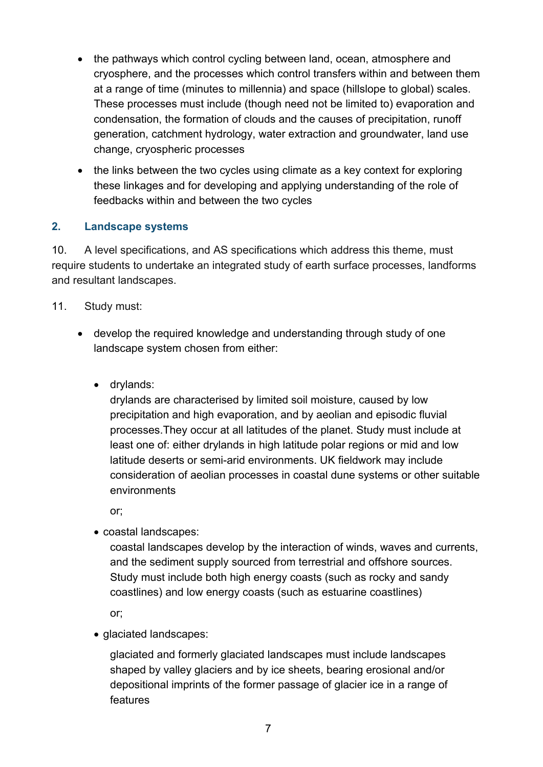- the pathways which control cycling between land, ocean, atmosphere and cryosphere, and the processes which control transfers within and between them at a range of time (minutes to millennia) and space (hillslope to global) scales. These processes must include (though need not be limited to) evaporation and condensation, the formation of clouds and the causes of precipitation, runoff generation, catchment hydrology, water extraction and groundwater, land use change, cryospheric processes
- the links between the two cycles using climate as a key context for exploring these linkages and for developing and applying understanding of the role of feedbacks within and between the two cycles

## 2. Landscape systems

10. A level specifications, and AS specifications which address this theme, must require students to undertake an integrated study of earth surface processes, landforms and resultant landscapes.

11. Study must:

- develop the required knowledge and understanding through study of one landscape system chosen from either:

  - drylands:
    drylands are characterised by limited soil moisture, caused by low precipitation and high evaporation, and by aeolian and episodic fluvial processes.They occur at all latitudes of the planet. Study must include at least one of: either drylands in high latitude polar regions or mid and low latitude deserts or semi-arid environments. UK fieldwork may include consideration of aeolian processes in coastal dune systems or other suitable environments

    or;

  - coastal landscapes:
    coastal landscapes develop by the interaction of winds, waves and currents, and the sediment supply sourced from terrestrial and offshore sources. Study must include both high energy coasts (such as rocky and sandy coastlines) and low energy coasts (such as estuarine coastlines)

    or;

  - glaciated landscapes:
    glaciated and formerly glaciated landscapes must include landscapes shaped by valley glaciers and by ice sheets, bearing erosional and/or depositional imprints of the former passage of glacier ice in a range of features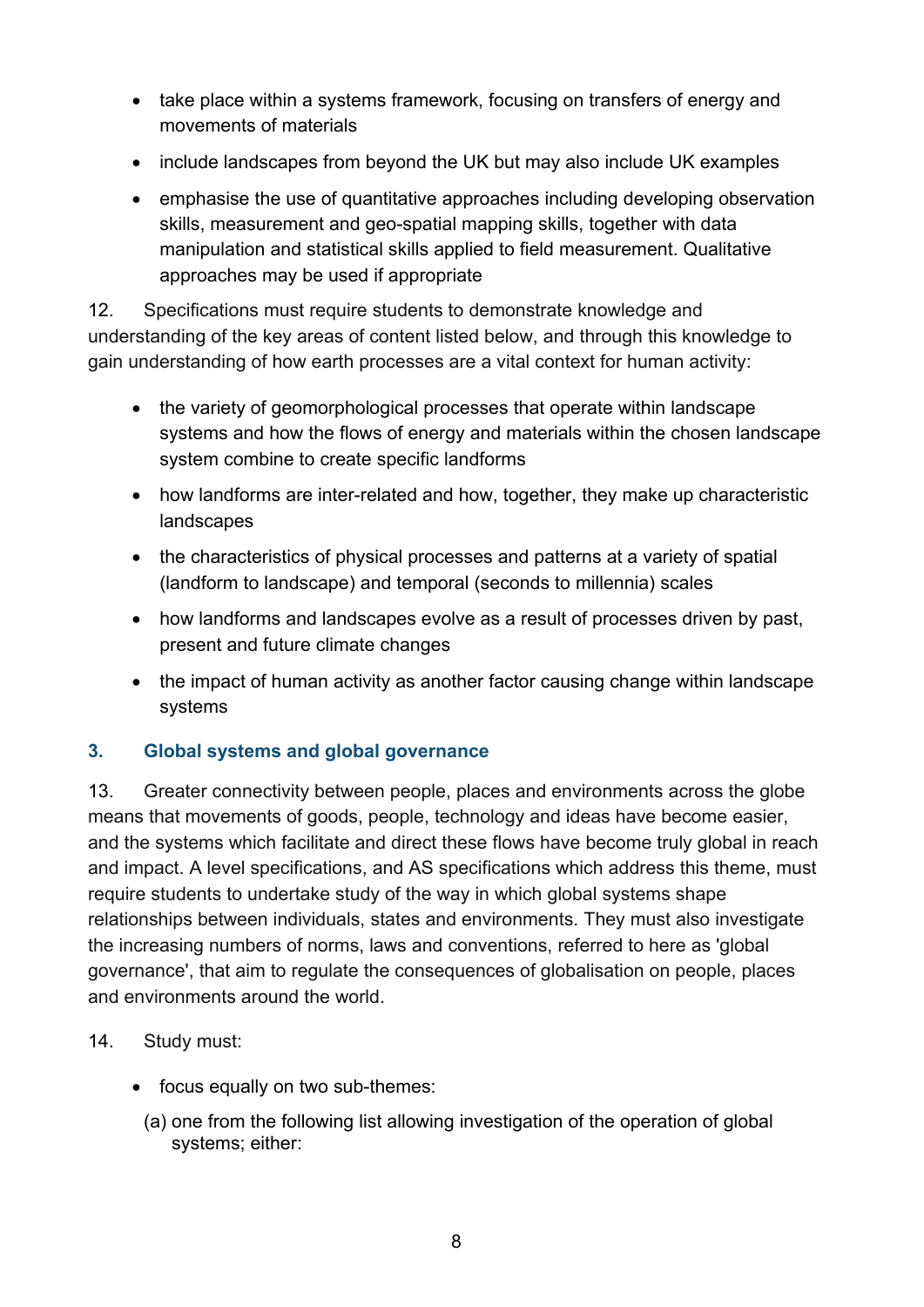- take place within a systems framework, focusing on transfers of energy and movements of materials
- include landscapes from beyond the UK but may also include UK examples
- emphasise the use of quantitative approaches including developing observation skills, measurement and geo-spatial mapping skills, together with data manipulation and statistical skills applied to field measurement. Qualitative approaches may be used if appropriate

12. Specifications must require students to demonstrate knowledge and understanding of the key areas of content listed below, and through this knowledge to gain understanding of how earth processes are a vital context for human activity:

- the variety of geomorphological processes that operate within landscape systems and how the flows of energy and materials within the chosen landscape system combine to create specific landforms
- how landforms are inter-related and how, together, they make up characteristic landscapes
- the characteristics of physical processes and patterns at a variety of spatial (landform to landscape) and temporal (seconds to millennia) scales
- how landforms and landscapes evolve as a result of processes driven by past, present and future climate changes
- the impact of human activity as another factor causing change within landscape systems

### 3. Global systems and global governance

13. Greater connectivity between people, places and environments across the globe means that movements of goods, people, technology and ideas have become easier, and the systems which facilitate and direct these flows have become truly global in reach and impact. A level specifications, and AS specifications which address this theme, must require students to undertake study of the way in which global systems shape relationships between individuals, states and environments. They must also investigate the increasing numbers of norms, laws and conventions, referred to here as 'global governance', that aim to regulate the consequences of globalisation on people, places and environments around the world.

14. Study must:

- focus equally on two sub-themes:

  (a) one from the following list allowing investigation of the operation of global systems; either: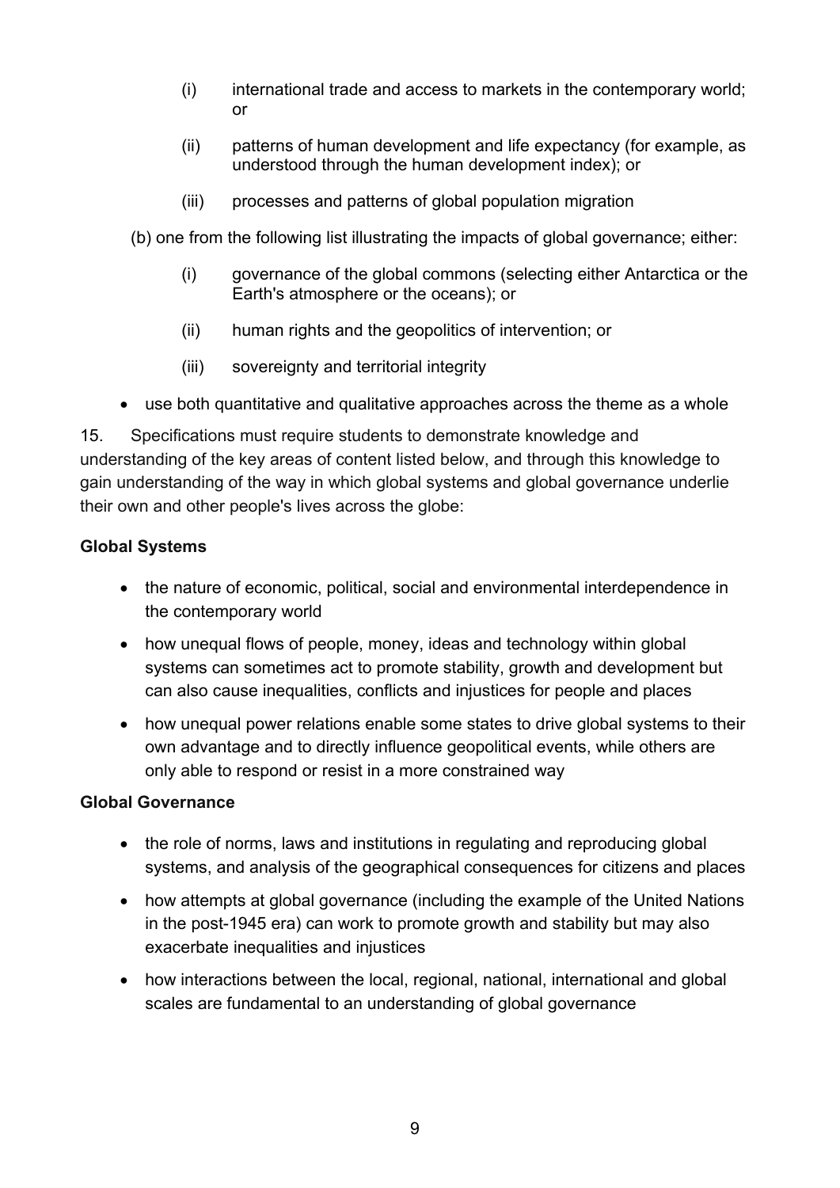(i) international trade and access to markets in the contemporary world; or

(ii) patterns of human development and life expectancy (for example, as understood through the human development index); or

(iii) processes and patterns of global population migration

(b) one from the following list illustrating the impacts of global governance; either:

(i) governance of the global commons (selecting either Antarctica or the Earth's atmosphere or the oceans); or

(ii) human rights and the geopolitics of intervention; or

(iii) sovereignty and territorial integrity

- use both quantitative and qualitative approaches across the theme as a whole

15. Specifications must require students to demonstrate knowledge and understanding of the key areas of content listed below, and through this knowledge to gain understanding of the way in which global systems and global governance underlie their own and other people's lives across the globe:

**Global Systems**

- the nature of economic, political, social and environmental interdependence in the contemporary world
- how unequal flows of people, money, ideas and technology within global systems can sometimes act to promote stability, growth and development but can also cause inequalities, conflicts and injustices for people and places
- how unequal power relations enable some states to drive global systems to their own advantage and to directly influence geopolitical events, while others are only able to respond or resist in a more constrained way

**Global Governance**

- the role of norms, laws and institutions in regulating and reproducing global systems, and analysis of the geographical consequences for citizens and places
- how attempts at global governance (including the example of the United Nations in the post-1945 era) can work to promote growth and stability but may also exacerbate inequalities and injustices
- how interactions between the local, regional, national, international and global scales are fundamental to an understanding of global governance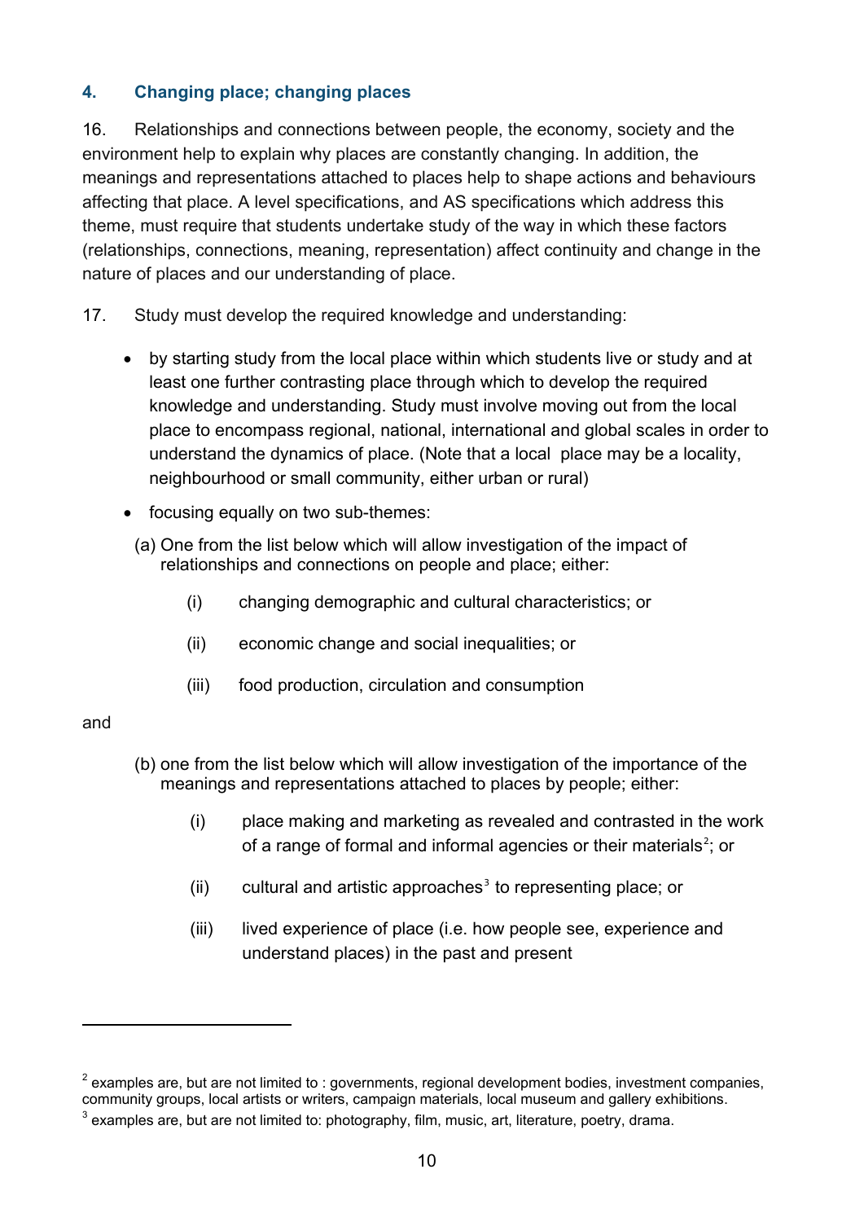## 4. Changing place; changing places

16. Relationships and connections between people, the economy, society and the environment help to explain why places are constantly changing. In addition, the meanings and representations attached to places help to shape actions and behaviours affecting that place. A level specifications, and AS specifications which address this theme, must require that students undertake study of the way in which these factors (relationships, connections, meaning, representation) affect continuity and change in the nature of places and our understanding of place.

17. Study must develop the required knowledge and understanding:

- by starting study from the local place within which students live or study and at least one further contrasting place through which to develop the required knowledge and understanding. Study must involve moving out from the local place to encompass regional, national, international and global scales in order to understand the dynamics of place. (Note that a local place may be a locality, neighbourhood or small community, either urban or rural)
- focusing equally on two sub-themes:

  (a) One from the list below which will allow investigation of the impact of relationships and connections on people and place; either:

  - (i) changing demographic and cultural characteristics; or
  - (ii) economic change and social inequalities; or
  - (iii) food production, circulation and consumption

and

  (b) one from the list below which will allow investigation of the importance of the meanings and representations attached to places by people; either:

  - (i) place making and marketing as revealed and contrasted in the work of a range of formal and informal agencies or their materials[2]; or
  - (ii) cultural and artistic approaches[3] to representing place; or
  - (iii) lived experience of place (i.e. how people see, experience and understand places) in the past and present

---

[2] examples are, but are not limited to : governments, regional development bodies, investment companies, community groups, local artists or writers, campaign materials, local museum and gallery exhibitions.

[3] examples are, but are not limited to: photography, film, music, art, literature, poetry, drama.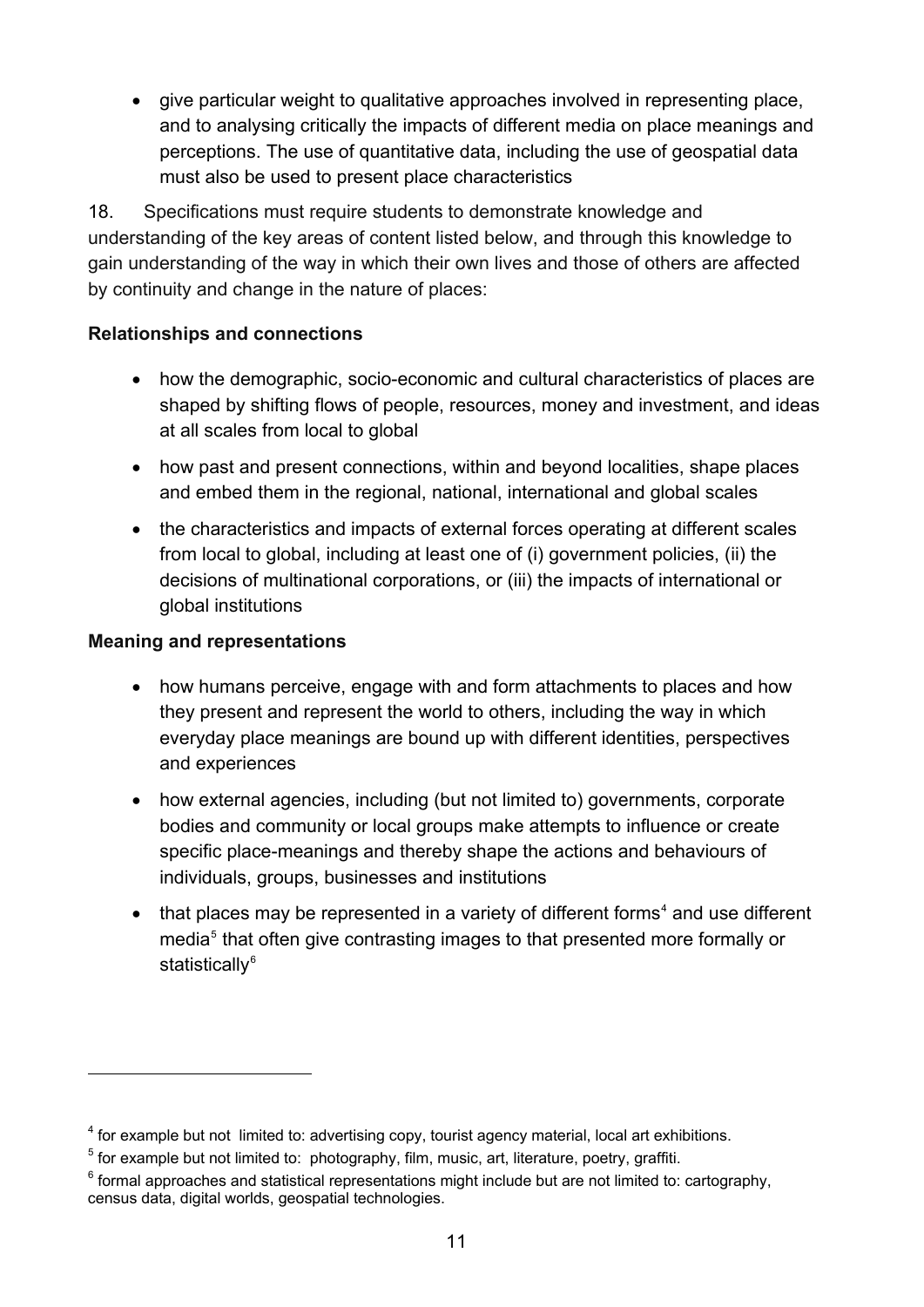- give particular weight to qualitative approaches involved in representing place, and to analysing critically the impacts of different media on place meanings and perceptions. The use of quantitative data, including the use of geospatial data must also be used to present place characteristics

18. Specifications must require students to demonstrate knowledge and understanding of the key areas of content listed below, and through this knowledge to gain understanding of the way in which their own lives and those of others are affected by continuity and change in the nature of places:

**Relationships and connections**

- how the demographic, socio-economic and cultural characteristics of places are shaped by shifting flows of people, resources, money and investment, and ideas at all scales from local to global
- how past and present connections, within and beyond localities, shape places and embed them in the regional, national, international and global scales
- the characteristics and impacts of external forces operating at different scales from local to global, including at least one of (i) government policies, (ii) the decisions of multinational corporations, or (iii) the impacts of international or global institutions

**Meaning and representations**

- how humans perceive, engage with and form attachments to places and how they present and represent the world to others, including the way in which everyday place meanings are bound up with different identities, perspectives and experiences
- how external agencies, including (but not limited to) governments, corporate bodies and community or local groups make attempts to influence or create specific place-meanings and thereby shape the actions and behaviours of individuals, groups, businesses and institutions
- that places may be represented in a variety of different forms[4] and use different media[5] that often give contrasting images to that presented more formally or statistically[6]

---

[4] for example but not limited to: advertising copy, tourist agency material, local art exhibitions.

[5] for example but not limited to: photography, film, music, art, literature, poetry, graffiti.

[6] formal approaches and statistical representations might include but are not limited to: cartography, census data, digital worlds, geospatial technologies.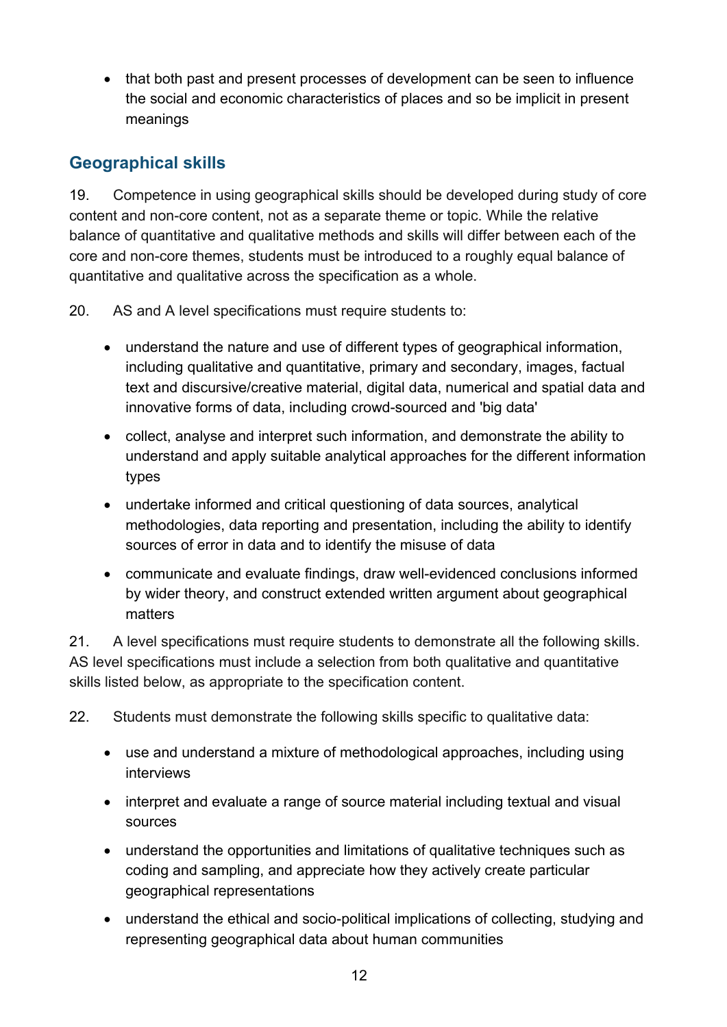- that both past and present processes of development can be seen to influence the social and economic characteristics of places and so be implicit in present meanings

## Geographical skills

19. Competence in using geographical skills should be developed during study of core content and non-core content, not as a separate theme or topic. While the relative balance of quantitative and qualitative methods and skills will differ between each of the core and non-core themes, students must be introduced to a roughly equal balance of quantitative and qualitative across the specification as a whole.

20. AS and A level specifications must require students to:

- understand the nature and use of different types of geographical information, including qualitative and quantitative, primary and secondary, images, factual text and discursive/creative material, digital data, numerical and spatial data and innovative forms of data, including crowd-sourced and 'big data'
- collect, analyse and interpret such information, and demonstrate the ability to understand and apply suitable analytical approaches for the different information types
- undertake informed and critical questioning of data sources, analytical methodologies, data reporting and presentation, including the ability to identify sources of error in data and to identify the misuse of data
- communicate and evaluate findings, draw well-evidenced conclusions informed by wider theory, and construct extended written argument about geographical matters

21. A level specifications must require students to demonstrate all the following skills. AS level specifications must include a selection from both qualitative and quantitative skills listed below, as appropriate to the specification content.

22. Students must demonstrate the following skills specific to qualitative data:

- use and understand a mixture of methodological approaches, including using interviews
- interpret and evaluate a range of source material including textual and visual sources
- understand the opportunities and limitations of qualitative techniques such as coding and sampling, and appreciate how they actively create particular geographical representations
- understand the ethical and socio-political implications of collecting, studying and representing geographical data about human communities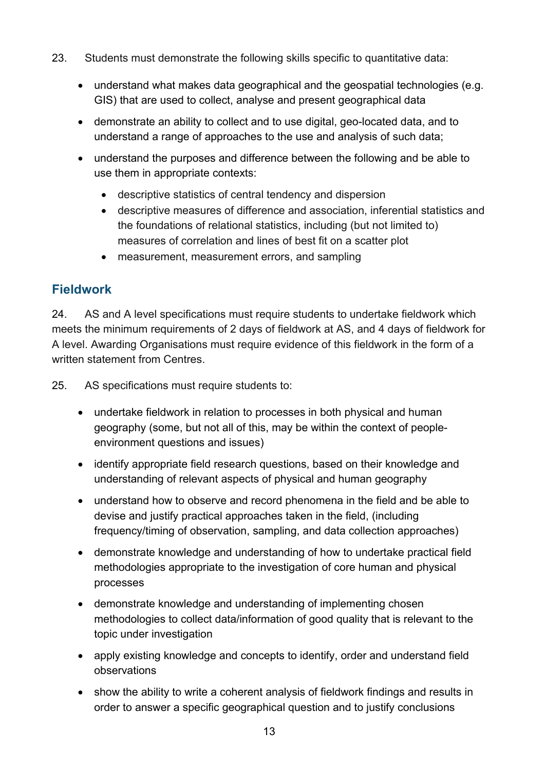23. Students must demonstrate the following skills specific to quantitative data:

- understand what makes data geographical and the geospatial technologies (e.g. GIS) that are used to collect, analyse and present geographical data
- demonstrate an ability to collect and to use digital, geo-located data, and to understand a range of approaches to the use and analysis of such data;
- understand the purposes and difference between the following and be able to use them in appropriate contexts:
  - descriptive statistics of central tendency and dispersion
  - descriptive measures of difference and association, inferential statistics and the foundations of relational statistics, including (but not limited to) measures of correlation and lines of best fit on a scatter plot
  - measurement, measurement errors, and sampling

## Fieldwork

24. AS and A level specifications must require students to undertake fieldwork which meets the minimum requirements of 2 days of fieldwork at AS, and 4 days of fieldwork for A level. Awarding Organisations must require evidence of this fieldwork in the form of a written statement from Centres.

25. AS specifications must require students to:

- undertake fieldwork in relation to processes in both physical and human geography (some, but not all of this, may be within the context of people-environment questions and issues)
- identify appropriate field research questions, based on their knowledge and understanding of relevant aspects of physical and human geography
- understand how to observe and record phenomena in the field and be able to devise and justify practical approaches taken in the field, (including frequency/timing of observation, sampling, and data collection approaches)
- demonstrate knowledge and understanding of how to undertake practical field methodologies appropriate to the investigation of core human and physical processes
- demonstrate knowledge and understanding of implementing chosen methodologies to collect data/information of good quality that is relevant to the topic under investigation
- apply existing knowledge and concepts to identify, order and understand field observations
- show the ability to write a coherent analysis of fieldwork findings and results in order to answer a specific geographical question and to justify conclusions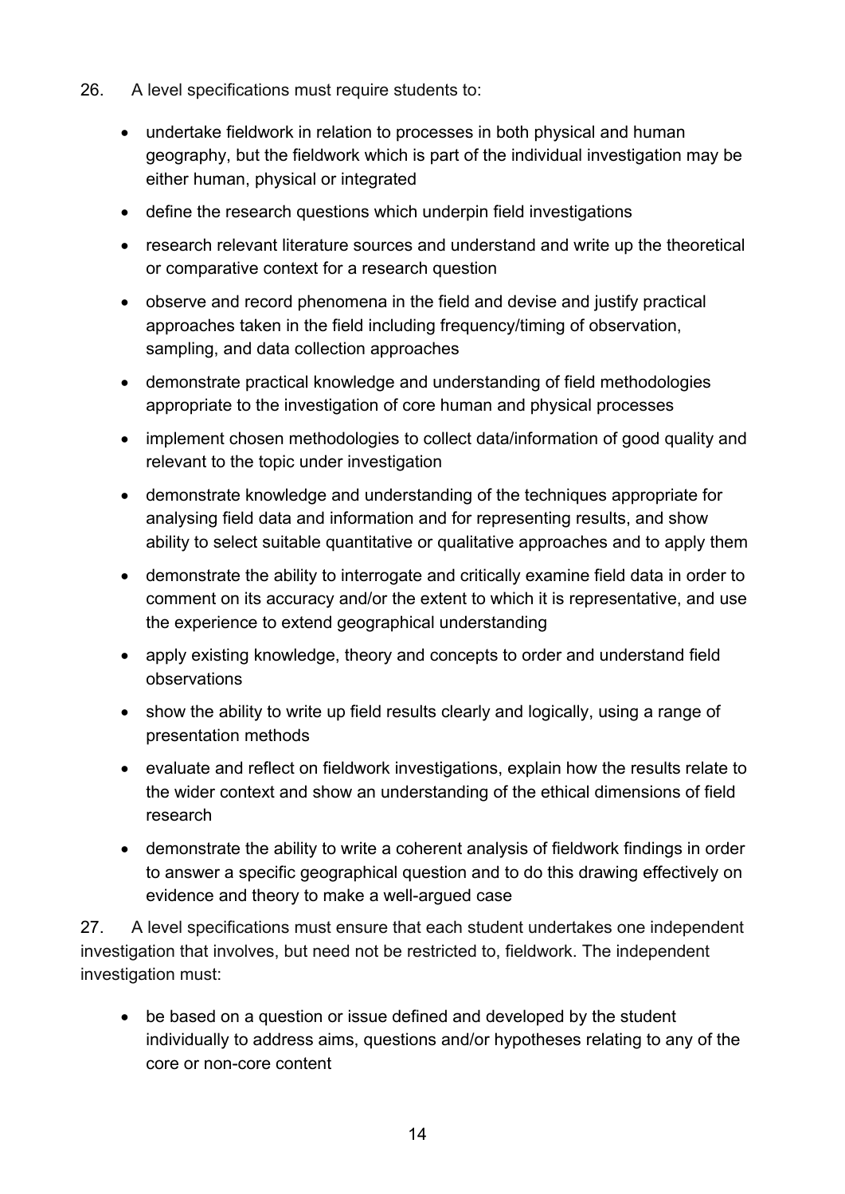26. A level specifications must require students to:

- undertake fieldwork in relation to processes in both physical and human geography, but the fieldwork which is part of the individual investigation may be either human, physical or integrated
- define the research questions which underpin field investigations
- research relevant literature sources and understand and write up the theoretical or comparative context for a research question
- observe and record phenomena in the field and devise and justify practical approaches taken in the field including frequency/timing of observation, sampling, and data collection approaches
- demonstrate practical knowledge and understanding of field methodologies appropriate to the investigation of core human and physical processes
- implement chosen methodologies to collect data/information of good quality and relevant to the topic under investigation
- demonstrate knowledge and understanding of the techniques appropriate for analysing field data and information and for representing results, and show ability to select suitable quantitative or qualitative approaches and to apply them
- demonstrate the ability to interrogate and critically examine field data in order to comment on its accuracy and/or the extent to which it is representative, and use the experience to extend geographical understanding
- apply existing knowledge, theory and concepts to order and understand field observations
- show the ability to write up field results clearly and logically, using a range of presentation methods
- evaluate and reflect on fieldwork investigations, explain how the results relate to the wider context and show an understanding of the ethical dimensions of field research
- demonstrate the ability to write a coherent analysis of fieldwork findings in order to answer a specific geographical question and to do this drawing effectively on evidence and theory to make a well-argued case

27. A level specifications must ensure that each student undertakes one independent investigation that involves, but need not be restricted to, fieldwork. The independent investigation must:

- be based on a question or issue defined and developed by the student individually to address aims, questions and/or hypotheses relating to any of the core or non-core content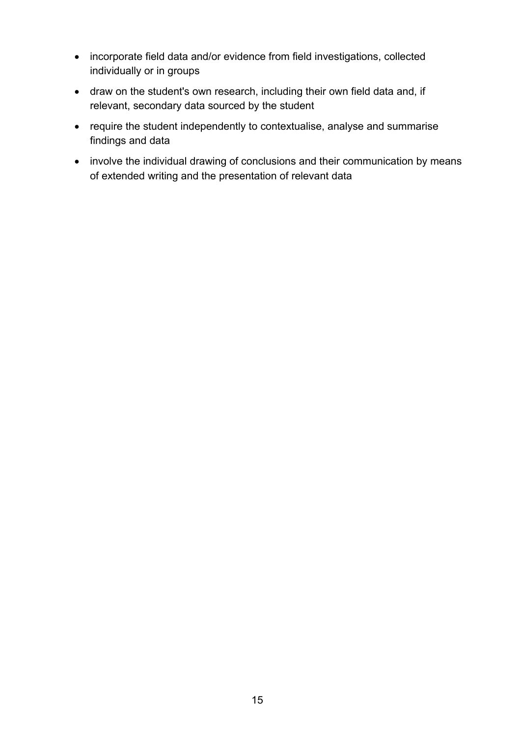- incorporate field data and/or evidence from field investigations, collected individually or in groups
- draw on the student's own research, including their own field data and, if relevant, secondary data sourced by the student
- require the student independently to contextualise, analyse and summarise findings and data
- involve the individual drawing of conclusions and their communication by means of extended writing and the presentation of relevant data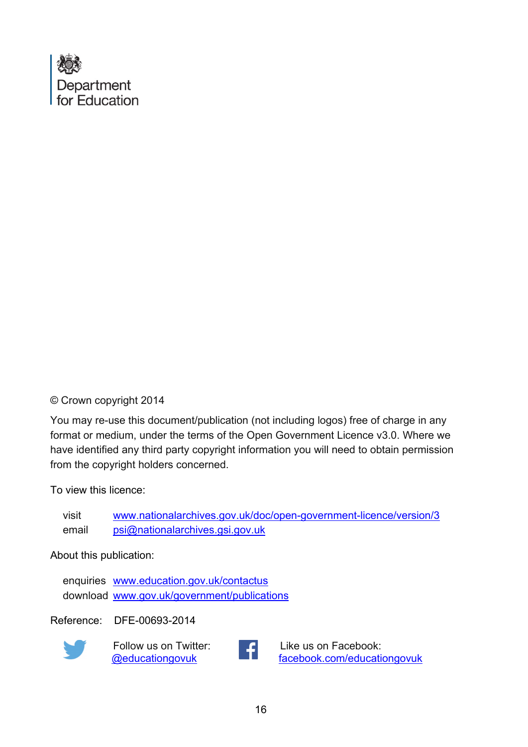Department
for Education

© Crown copyright 2014

You may re-use this document/publication (not including logos) free of charge in any format or medium, under the terms of the Open Government Licence v3.0. Where we have identified any third party copyright information you will need to obtain permission from the copyright holders concerned.

To view this licence:

visit www.nationalarchives.gov.uk/doc/open-government-licence/version/3
email psi@nationalarchives.gsi.gov.uk

About this publication:

enquiries www.education.gov.uk/contactus
download www.gov.uk/government/publications

Reference: DFE-00693-2014

Follow us on Twitter:
@educationgovuk

Like us on Facebook:
facebook.com/educationgovuk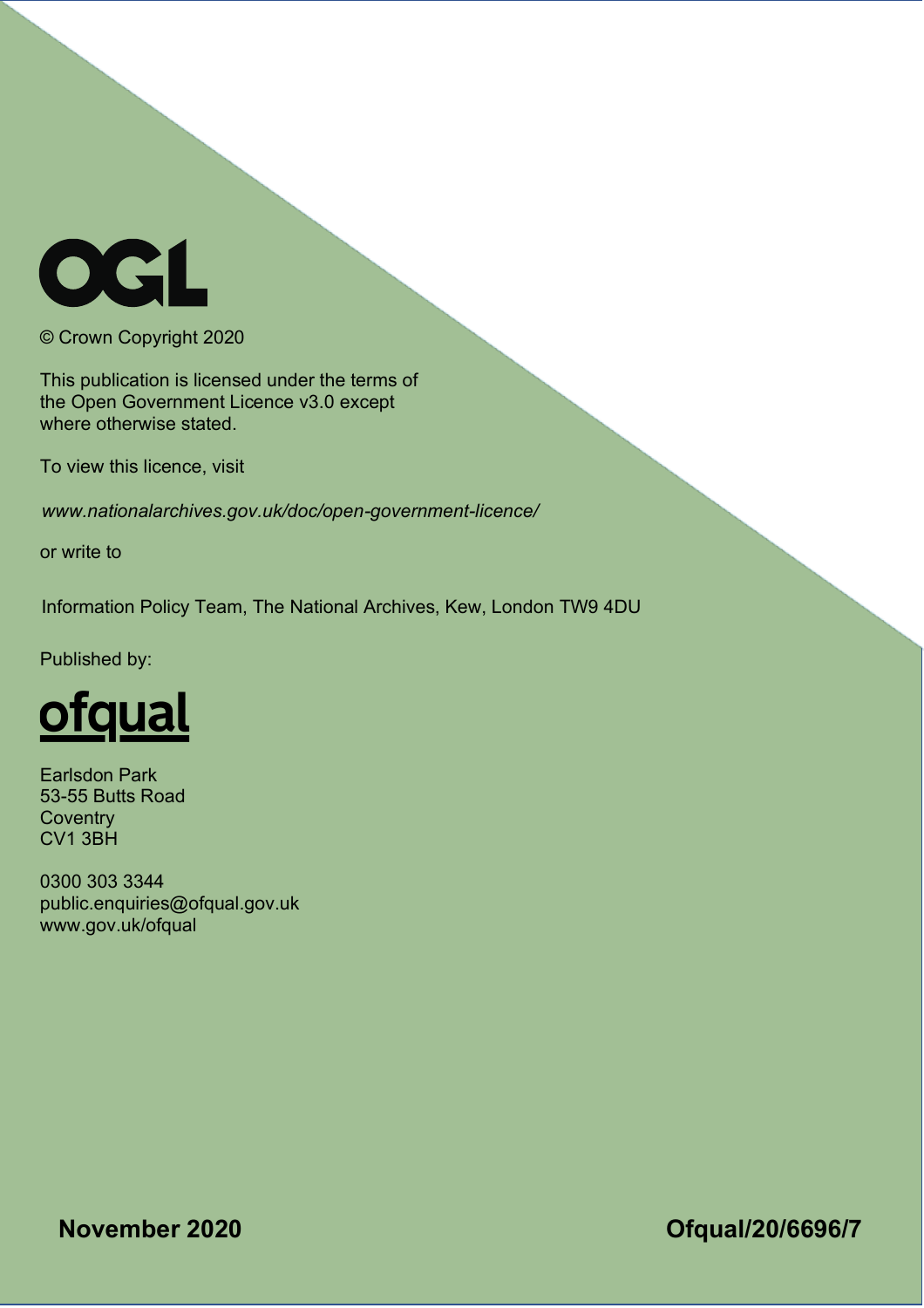OGL

© Crown Copyright 2020

This publication is licensed under the terms of the Open Government Licence v3.0 except where otherwise stated.

To view this licence, visit

*www.nationalarchives.gov.uk/doc/open-government-licence/*

or write to

Information Policy Team, The National Archives, Kew, London TW9 4DU

Published by:

ofqual

Earlsdon Park
53-55 Butts Road
Coventry
CV1 3BH

0300 303 3344
public.enquiries@ofqual.gov.uk
www.gov.uk/ofqual

**November 2020** **Ofqual/20/6696/7**